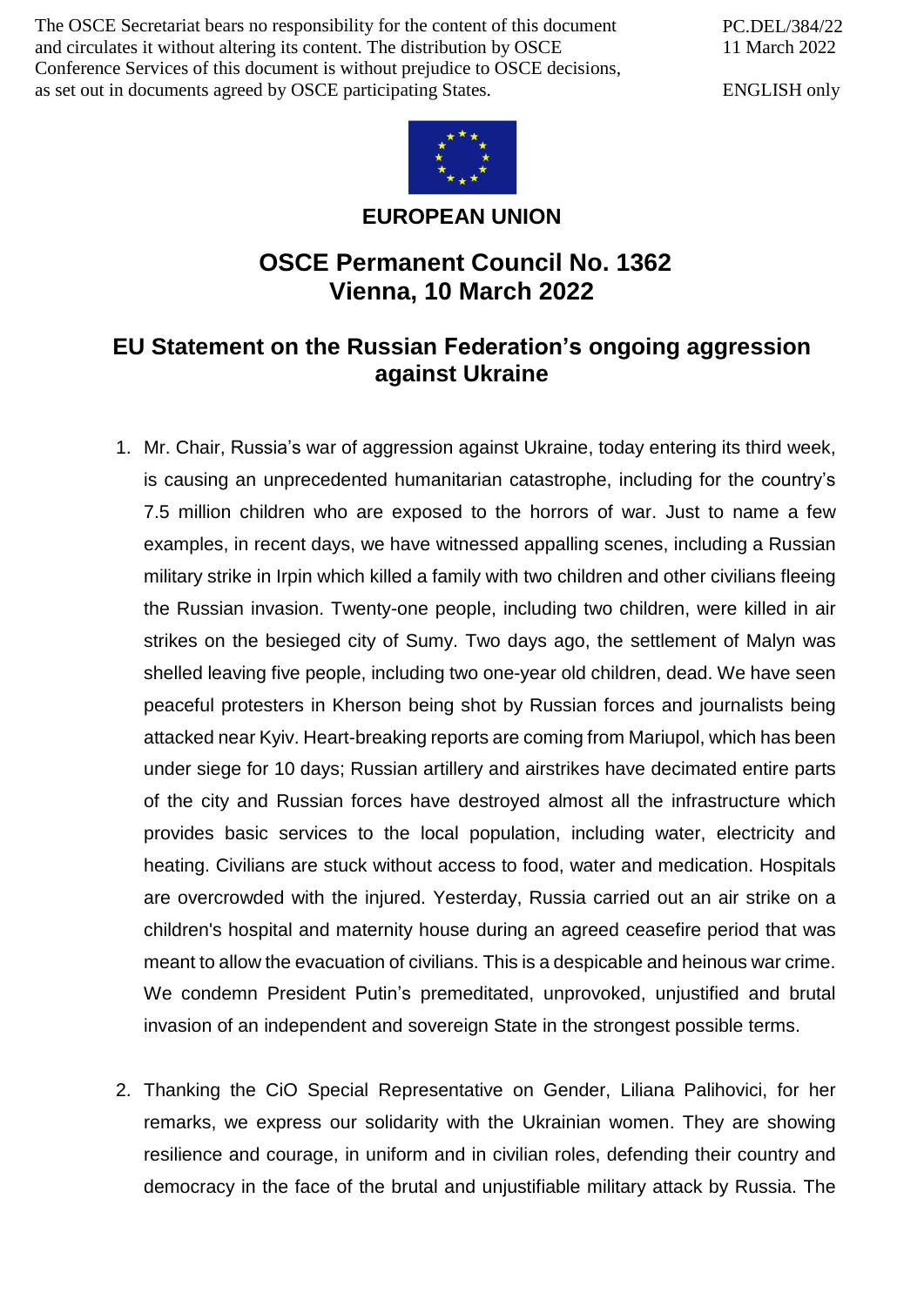The OSCE Secretariat bears no responsibility for the content of this document and circulates it without altering its content. The distribution by OSCE Conference Services of this document is without prejudice to OSCE decisions, as set out in documents agreed by OSCE participating States.

PC.DEL/384/22
11 March 2022

ENGLISH only

**EUROPEAN UNION**

# OSCE Permanent Council No. 1362
# Vienna, 10 March 2022

## EU Statement on the Russian Federation's ongoing aggression against Ukraine

1. Mr. Chair, Russia's war of aggression against Ukraine, today entering its third week, is causing an unprecedented humanitarian catastrophe, including for the country's 7.5 million children who are exposed to the horrors of war. Just to name a few examples, in recent days, we have witnessed appalling scenes, including a Russian military strike in Irpin which killed a family with two children and other civilians fleeing the Russian invasion. Twenty-one people, including two children, were killed in air strikes on the besieged city of Sumy. Two days ago, the settlement of Malyn was shelled leaving five people, including two one-year old children, dead. We have seen peaceful protesters in Kherson being shot by Russian forces and journalists being attacked near Kyiv. Heart-breaking reports are coming from Mariupol, which has been under siege for 10 days; Russian artillery and airstrikes have decimated entire parts of the city and Russian forces have destroyed almost all the infrastructure which provides basic services to the local population, including water, electricity and heating. Civilians are stuck without access to food, water and medication. Hospitals are overcrowded with the injured. Yesterday, Russia carried out an air strike on a children's hospital and maternity house during an agreed ceasefire period that was meant to allow the evacuation of civilians. This is a despicable and heinous war crime. We condemn President Putin's premeditated, unprovoked, unjustified and brutal invasion of an independent and sovereign State in the strongest possible terms.

2. Thanking the CiO Special Representative on Gender, Liliana Palihovici, for her remarks, we express our solidarity with the Ukrainian women. They are showing resilience and courage, in uniform and in civilian roles, defending their country and democracy in the face of the brutal and unjustifiable military attack by Russia. The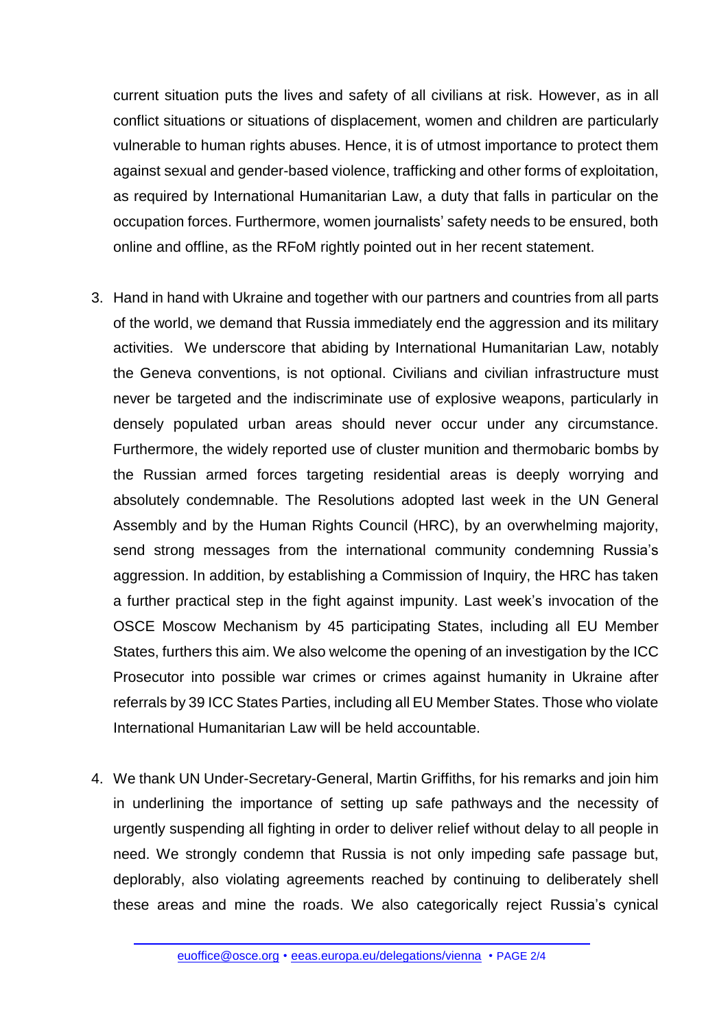current situation puts the lives and safety of all civilians at risk. However, as in all conflict situations or situations of displacement, women and children are particularly vulnerable to human rights abuses. Hence, it is of utmost importance to protect them against sexual and gender-based violence, trafficking and other forms of exploitation, as required by International Humanitarian Law, a duty that falls in particular on the occupation forces. Furthermore, women journalists' safety needs to be ensured, both online and offline, as the RFoM rightly pointed out in her recent statement.

3. Hand in hand with Ukraine and together with our partners and countries from all parts of the world, we demand that Russia immediately end the aggression and its military activities. We underscore that abiding by International Humanitarian Law, notably the Geneva conventions, is not optional. Civilians and civilian infrastructure must never be targeted and the indiscriminate use of explosive weapons, particularly in densely populated urban areas should never occur under any circumstance. Furthermore, the widely reported use of cluster munition and thermobaric bombs by the Russian armed forces targeting residential areas is deeply worrying and absolutely condemnable. The Resolutions adopted last week in the UN General Assembly and by the Human Rights Council (HRC), by an overwhelming majority, send strong messages from the international community condemning Russia's aggression. In addition, by establishing a Commission of Inquiry, the HRC has taken a further practical step in the fight against impunity. Last week's invocation of the OSCE Moscow Mechanism by 45 participating States, including all EU Member States, furthers this aim. We also welcome the opening of an investigation by the ICC Prosecutor into possible war crimes or crimes against humanity in Ukraine after referrals by 39 ICC States Parties, including all EU Member States. Those who violate International Humanitarian Law will be held accountable.

4. We thank UN Under-Secretary-General, Martin Griffiths, for his remarks and join him in underlining the importance of setting up safe pathways and the necessity of urgently suspending all fighting in order to deliver relief without delay to all people in need. We strongly condemn that Russia is not only impeding safe passage but, deplorably, also violating agreements reached by continuing to deliberately shell these areas and mine the roads. We also categorically reject Russia's cynical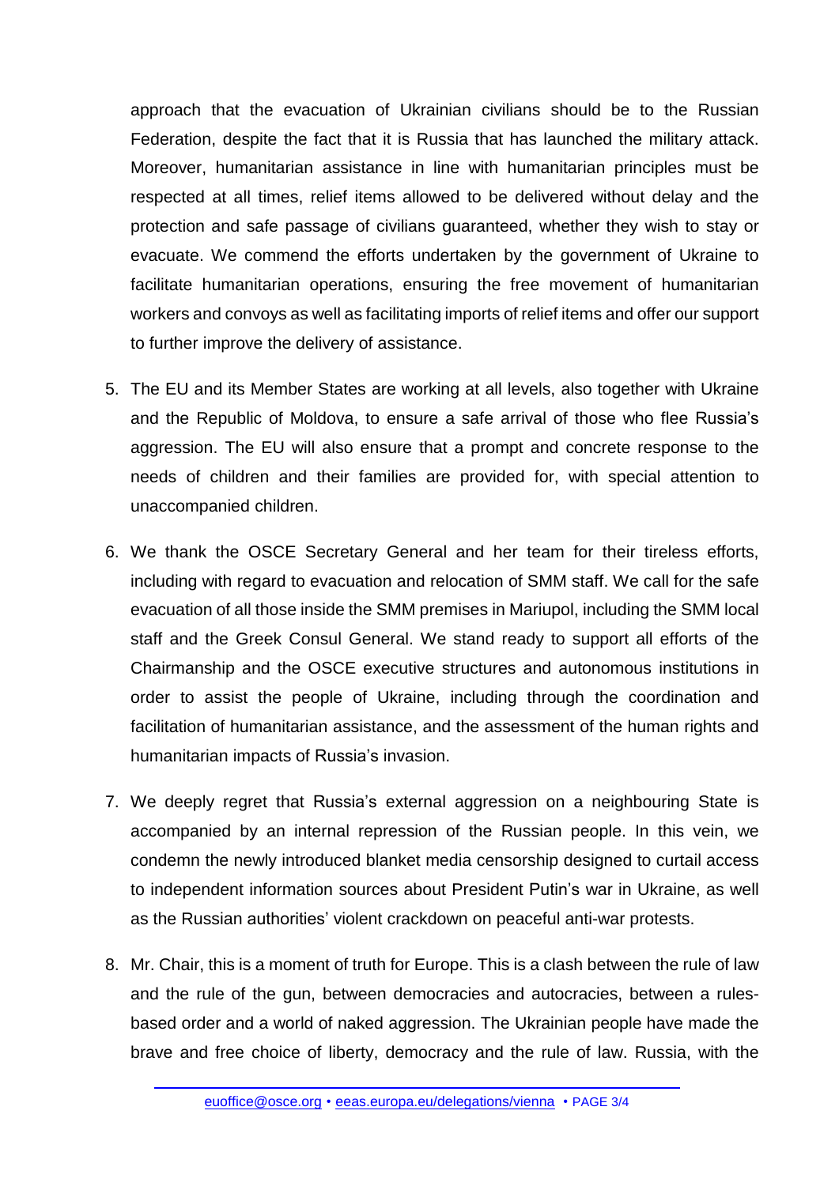approach that the evacuation of Ukrainian civilians should be to the Russian Federation, despite the fact that it is Russia that has launched the military attack. Moreover, humanitarian assistance in line with humanitarian principles must be respected at all times, relief items allowed to be delivered without delay and the protection and safe passage of civilians guaranteed, whether they wish to stay or evacuate. We commend the efforts undertaken by the government of Ukraine to facilitate humanitarian operations, ensuring the free movement of humanitarian workers and convoys as well as facilitating imports of relief items and offer our support to further improve the delivery of assistance.

5. The EU and its Member States are working at all levels, also together with Ukraine and the Republic of Moldova, to ensure a safe arrival of those who flee Russia's aggression. The EU will also ensure that a prompt and concrete response to the needs of children and their families are provided for, with special attention to unaccompanied children.

6. We thank the OSCE Secretary General and her team for their tireless efforts, including with regard to evacuation and relocation of SMM staff. We call for the safe evacuation of all those inside the SMM premises in Mariupol, including the SMM local staff and the Greek Consul General. We stand ready to support all efforts of the Chairmanship and the OSCE executive structures and autonomous institutions in order to assist the people of Ukraine, including through the coordination and facilitation of humanitarian assistance, and the assessment of the human rights and humanitarian impacts of Russia's invasion.

7. We deeply regret that Russia's external aggression on a neighbouring State is accompanied by an internal repression of the Russian people. In this vein, we condemn the newly introduced blanket media censorship designed to curtail access to independent information sources about President Putin's war in Ukraine, as well as the Russian authorities' violent crackdown on peaceful anti-war protests.

8. Mr. Chair, this is a moment of truth for Europe. This is a clash between the rule of law and the rule of the gun, between democracies and autocracies, between a rules-based order and a world of naked aggression. The Ukrainian people have made the brave and free choice of liberty, democracy and the rule of law. Russia, with the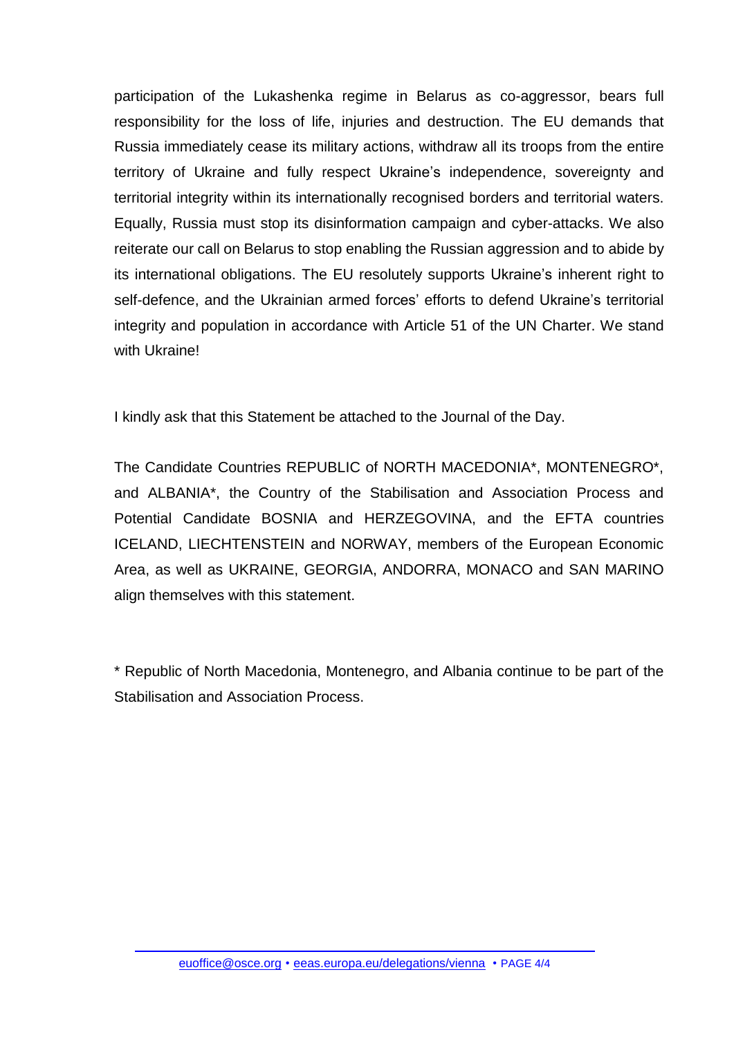participation of the Lukashenka regime in Belarus as co-aggressor, bears full responsibility for the loss of life, injuries and destruction. The EU demands that Russia immediately cease its military actions, withdraw all its troops from the entire territory of Ukraine and fully respect Ukraine's independence, sovereignty and territorial integrity within its internationally recognised borders and territorial waters. Equally, Russia must stop its disinformation campaign and cyber-attacks. We also reiterate our call on Belarus to stop enabling the Russian aggression and to abide by its international obligations. The EU resolutely supports Ukraine's inherent right to self-defence, and the Ukrainian armed forces' efforts to defend Ukraine's territorial integrity and population in accordance with Article 51 of the UN Charter. We stand with Ukraine!

I kindly ask that this Statement be attached to the Journal of the Day.

The Candidate Countries REPUBLIC of NORTH MACEDONIA*, MONTENEGRO*, and ALBANIA*, the Country of the Stabilisation and Association Process and Potential Candidate BOSNIA and HERZEGOVINA, and the EFTA countries ICELAND, LIECHTENSTEIN and NORWAY, members of the European Economic Area, as well as UKRAINE, GEORGIA, ANDORRA, MONACO and SAN MARINO align themselves with this statement.

* Republic of North Macedonia, Montenegro, and Albania continue to be part of the Stabilisation and Association Process.